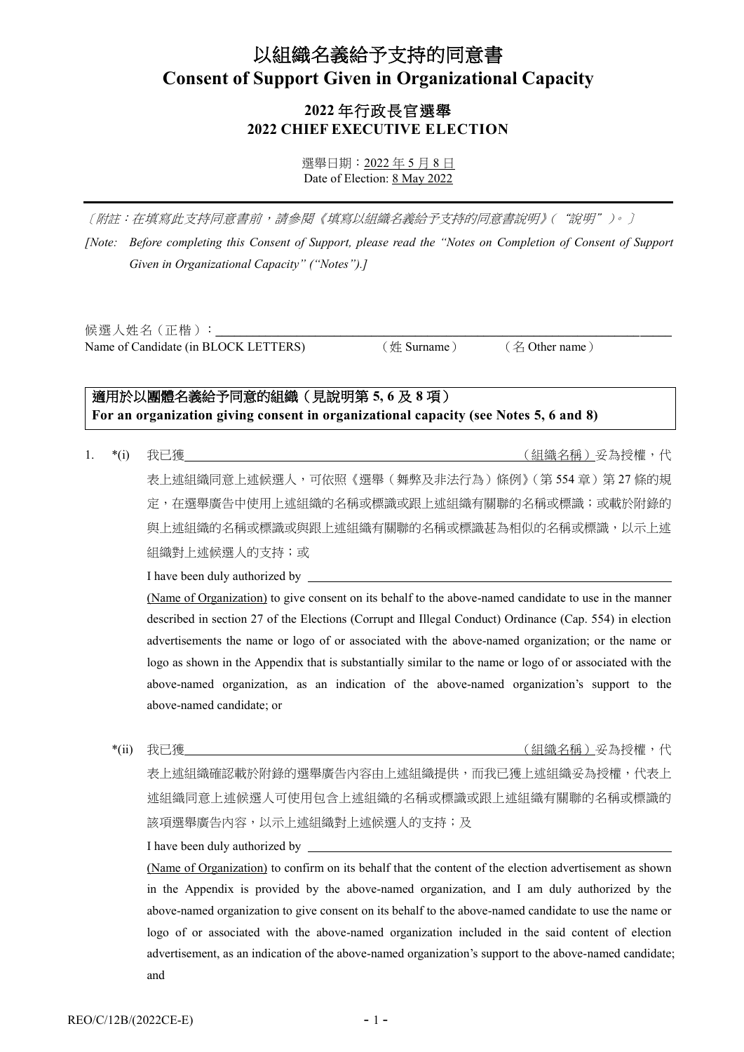# 以組織名義給予支持的同意書
# Consent of Support Given in Organizational Capacity

## 2022 年行政長官選舉
## 2022 CHIEF EXECUTIVE ELECTION

選舉日期：2022 年 5 月 8 日
Date of Election: 8 May 2022

---

〔*附註：在填寫此支持同意書前，請參閱《填寫以組織名義給予支持的同意書說明》（"說明"）。*〕

*[Note: Before completing this Consent of Support, please read the "Notes on Completion of Consent of Support Given in Organizational Capacity" ("Notes").]*

候選人姓名（正楷）：________________________________________
Name of Candidate (in BLOCK LETTERS)　　（姓 Surname）　　（名 Other name）

**適用於以團體名義給予同意的組織（見說明第 5, 6 及 8 項）**
**For an organization giving consent in organizational capacity (see Notes 5, 6 and 8)**

1. *(i) 我已獲________________________________（組織名稱）妥為授權，代表上述組織同意上述候選人，可依照《選舉（舞弊及非法行為）條例》（第 554 章）第 27 條的規定，在選舉廣告中使用上述組織的名稱或標識或跟上述組織有關聯的名稱或標識；或載於附錄的與上述組織的名稱或標識或與跟上述組織有關聯的名稱或標識甚為相似的名稱或標識，以示上述組織對上述候選人的支持；或

   I have been duly authorized by ________________________________ (Name of Organization) to give consent on its behalf to the above-named candidate to use in the manner described in section 27 of the Elections (Corrupt and Illegal Conduct) Ordinance (Cap. 554) in election advertisements the name or logo of or associated with the above-named organization; or the name or logo as shown in the Appendix that is substantially similar to the name or logo of or associated with the above-named organization, as an indication of the above-named organization's support to the above-named candidate; or

   *(ii) 我已獲________________________________（組織名稱）妥為授權，代表上述組織確認載於附錄的選舉廣告內容由上述組織提供，而我已獲上述組織妥為授權，代表上述組織同意上述候選人可使用包含上述組織的名稱或標識或跟上述組織有關聯的名稱或標識的該項選舉廣告內容，以示上述組織對上述候選人的支持；及

   I have been duly authorized by ________________________________ (Name of Organization) to confirm on its behalf that the content of the election advertisement as shown in the Appendix is provided by the above-named organization, and I am duly authorized by the above-named organization to give consent on its behalf to the above-named candidate to use the name or logo of or associated with the above-named organization included in the said content of election advertisement, as an indication of the above-named organization's support to the above-named candidate; and

REO/C/12B/(2022CE-E)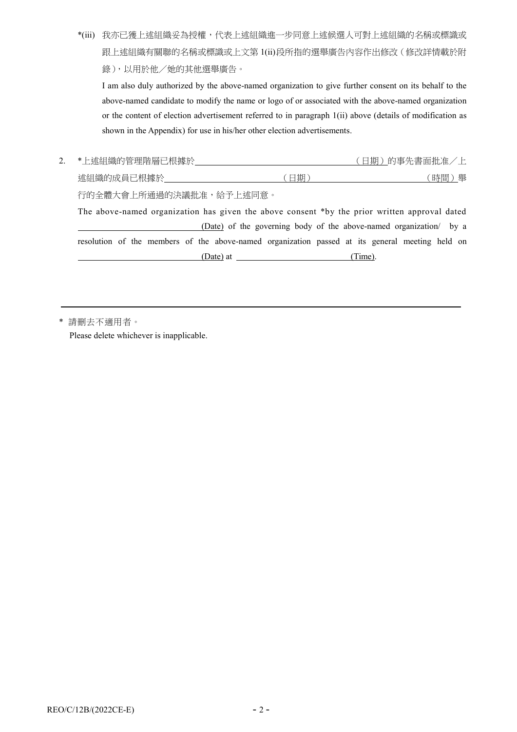*(iii) 我亦已獲上述組織妥為授權，代表上述組織進一步同意上述候選人可對上述組織的名稱或標識或跟上述組織有關聯的名稱或標識或上文第 1(ii)段所指的選舉廣告內容作出修改（修改詳情載於附錄），以用於他／她的其他選舉廣告。

I am also duly authorized by the above-named organization to give further consent on its behalf to the above-named candidate to modify the name or logo of or associated with the above-named organization or the content of election advertisement referred to in paragraph 1(ii) above (details of modification as shown in the Appendix) for use in his/her other election advertisements.

2. *上述組織的管理階層已根據於＿＿＿＿＿＿＿＿＿＿＿＿＿（日期）的事先書面批准／上述組織的成員已根據於＿＿＿＿＿＿＿＿＿＿（日期）＿＿＿＿＿＿＿＿＿＿（時間）舉行的全體大會上所通過的決議批准，給予上述同意。

The above-named organization has given the above consent *by the prior written approval dated ＿＿＿＿＿＿＿＿＿＿(Date) of the governing body of the above-named organization/ by a resolution of the members of the above-named organization passed at its general meeting held on ＿＿＿＿＿＿＿＿＿＿(Date) at ＿＿＿＿＿＿＿＿＿＿(Time).

---

\* 請刪去不適用者。
Please delete whichever is inapplicable.

REO/C/12B/(2022CE-E)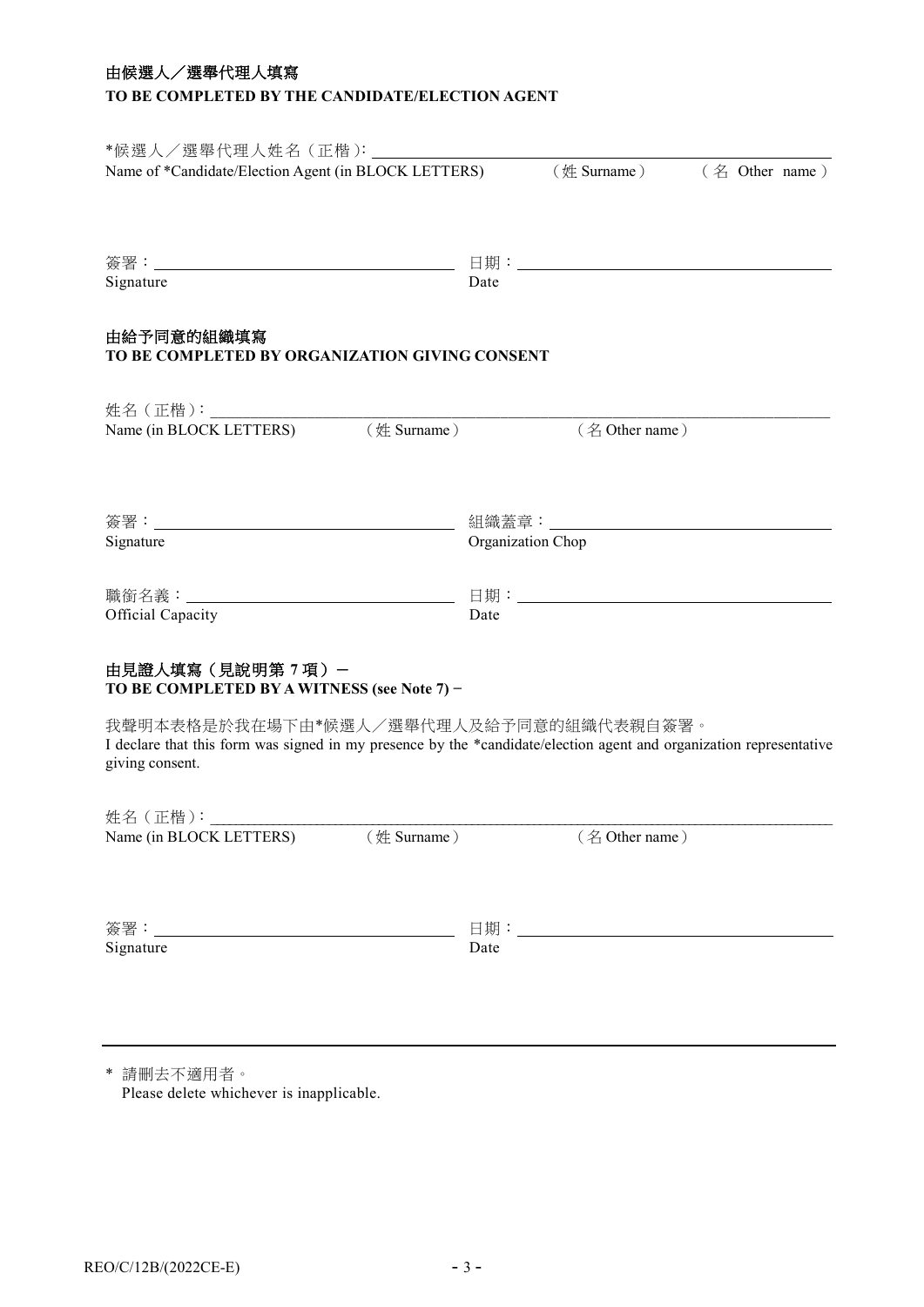## 由候選人／選舉代理人填寫
## TO BE COMPLETED BY THE CANDIDATE/ELECTION AGENT

*候選人／選舉代理人姓名（正楷）: ______________________________
Name of *Candidate/Election Agent (in BLOCK LETTERS)　　（姓 Surname）　　（名 Other name）

簽署：______________________________　　日期：______________________________
Signature　　Date

## 由給予同意的組織填寫
## TO BE COMPLETED BY ORGANIZATION GIVING CONSENT

姓名（正楷）: ______________________________
Name (in BLOCK LETTERS)　　（姓 Surname）　　（名 Other name）

簽署：______________________________　　組織蓋章：______________________________
Signature　　Organization Chop

職銜名義：______________________________　　日期：______________________________
Official Capacity　　Date

## 由見證人填寫（見說明第 7 項）–
## TO BE COMPLETED BY A WITNESS (see Note 7) –

我聲明本表格是於我在場下由*候選人／選舉代理人及給予同意的組織代表親自簽署。
I declare that this form was signed in my presence by the *candidate/election agent and organization representative giving consent.

姓名（正楷）: ______________________________
Name (in BLOCK LETTERS)　　（姓 Surname）　　（名 Other name）

簽署：______________________________　　日期：______________________________
Signature　　Date

---

* 請刪去不適用者。
  Please delete whichever is inapplicable.

REO/C/12B/(2022CE-E)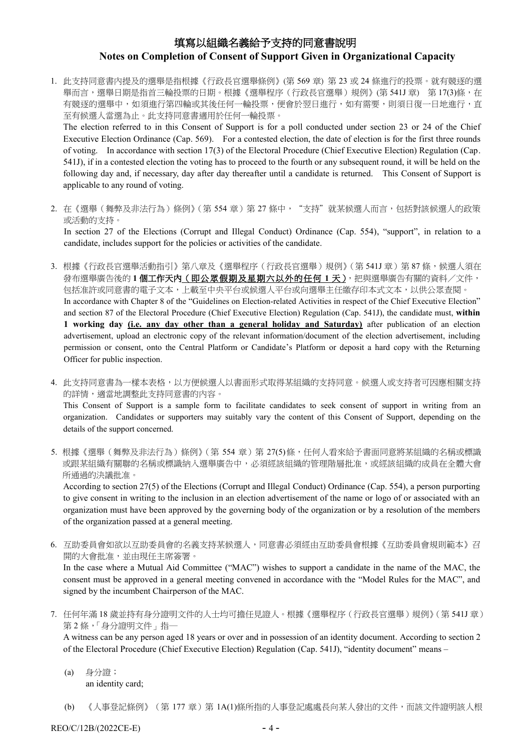# 填寫以組織名義給予支持的同意書說明
## Notes on Completion of Consent of Support Given in Organizational Capacity

1. 此支持同意書內提及的選舉是指根據《行政長官選舉條例》(第 569 章) 第 23 或 24 條進行的投票。就有競逐的選舉而言，選舉日期是指首三輪投票的日期。根據《選舉程序（行政長官選舉）規例》(第 541J 章) 第 17(3)條，在有競逐的選舉中，如須進行第四輪或其後任何一輪投票，便會於翌日進行，如有需要，則須日復一日地進行，直至有候選人當選為止。此支持同意書適用於任何一輪投票。
   The election referred to in this Consent of Support is for a poll conducted under section 23 or 24 of the Chief Executive Election Ordinance (Cap. 569). For a contested election, the date of election is for the first three rounds of voting. In accordance with section 17(3) of the Electoral Procedure (Chief Executive Election) Regulation (Cap. 541J), if in a contested election the voting has to proceed to the fourth or any subsequent round, it will be held on the following day and, if necessary, day after day thereafter until a candidate is returned. This Consent of Support is applicable to any round of voting.

2. 在《選舉（舞弊及非法行為）條例》(第 554 章) 第 27 條中，"支持"就某候選人而言，包括對該候選人的政策或活動的支持。
   In section 27 of the Elections (Corrupt and Illegal Conduct) Ordinance (Cap. 554), "support", in relation to a candidate, includes support for the policies or activities of the candidate.

3. 根據《行政長官選舉活動指引》第八章及《選舉程序（行政長官選舉）規例》(第 541J 章) 第 87 條，候選人須在發布選舉廣告後的 **1 個工作天內 (即公眾假期及星期六以外的任何 1 天)**，把與選舉廣告有關的資料／文件，包括准許或同意書的電子文本，上載至中央平台或候選人平台或向選舉主任繳存印本式文本，以供公眾查閱。
   In accordance with Chapter 8 of the "Guidelines on Election-related Activities in respect of the Chief Executive Election" and section 87 of the Electoral Procedure (Chief Executive Election) Regulation (Cap. 541J), the candidate must, **within 1 working day (i.e. any day other than a general holiday and Saturday)** after publication of an election advertisement, upload an electronic copy of the relevant information/document of the election advertisement, including permission or consent, onto the Central Platform or Candidate's Platform or deposit a hard copy with the Returning Officer for public inspection.

4. 此支持同意書為一樣本表格，以方便候選人以書面形式取得某組織的支持同意。候選人或支持者可因應相關支持的詳情，適當地調整此支持同意書的內容。
   This Consent of Support is a sample form to facilitate candidates to seek consent of support in writing from an organization. Candidates or supporters may suitably vary the content of this Consent of Support, depending on the details of the support concerned.

5. 根據《選舉（舞弊及非法行為）條例》(第 554 章) 第 27(5)條，任何人看來給予書面同意將某組織的名稱或標識或跟某組織有關聯的名稱或標識納入選舉廣告中，必須經該組織的管理階層批准，或經該組織的成員在全體大會所通過的決議批准。
   According to section 27(5) of the Elections (Corrupt and Illegal Conduct) Ordinance (Cap. 554), a person purporting to give consent in writing to the inclusion in an election advertisement of the name or logo of or associated with an organization must have been approved by the governing body of the organization or by a resolution of the members of the organization passed at a general meeting.

6. 互助委員會如欲以互助委員會的名義支持某候選人，同意書必須經由互助委員會根據《互助委員會規則範本》召開的大會批准，並由現任主席簽署。
   In the case where a Mutual Aid Committee ("MAC") wishes to support a candidate in the name of the MAC, the consent must be approved in a general meeting convened in accordance with the "Model Rules for the MAC", and signed by the incumbent Chairperson of the MAC.

7. 任何年滿 18 歲並持有身分證明文件的人士均可擔任見證人。根據《選舉程序（行政長官選舉）規例》(第 541J 章) 第 2 條，「身分證明文件」指—
   A witness can be any person aged 18 years or over and in possession of an identity document. According to section 2 of the Electoral Procedure (Chief Executive Election) Regulation (Cap. 541J), "identity document" means –

   (a) 身分證；
   an identity card;

   (b) 《人事登記條例》(第 177 章) 第 1A(1)條所指的人事登記處處長向某人發出的文件，而該文件證明該人根

REO/C/12B/(2022CE-E)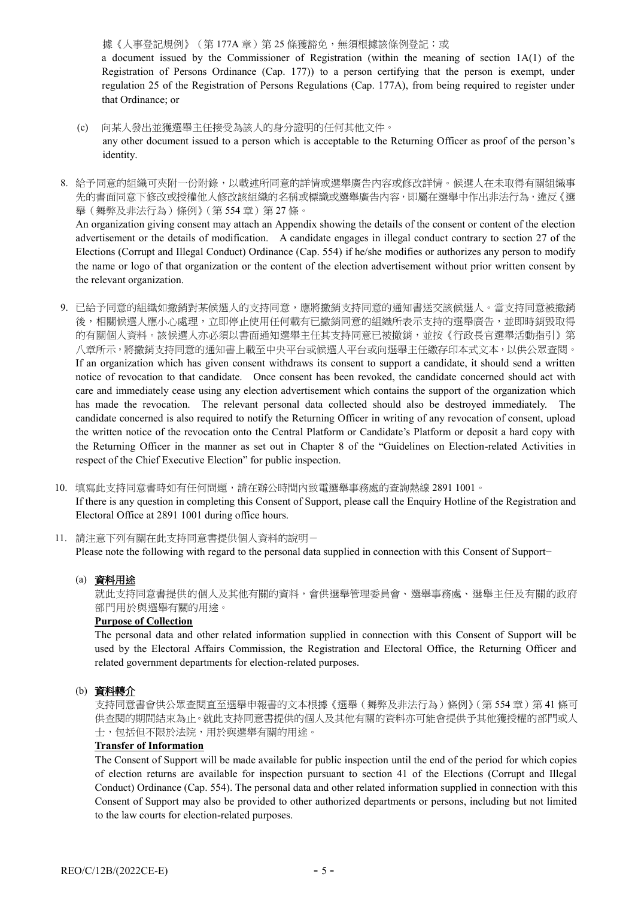據《人事登記規例》（第 177A 章）第 25 條獲豁免，無須根據該條例登記；或

a document issued by the Commissioner of Registration (within the meaning of section 1A(1) of the Registration of Persons Ordinance (Cap. 177)) to a person certifying that the person is exempt, under regulation 25 of the Registration of Persons Regulations (Cap. 177A), from being required to register under that Ordinance; or

(c) 向某人發出並獲選舉主任接受為該人的身分證明的任何其他文件。
any other document issued to a person which is acceptable to the Returning Officer as proof of the person's identity.

8. 給予同意的組織可夾附一份附錄，以載述所同意的詳情或選舉廣告內容或修改詳情。候選人在未取得有關組織事先的書面同意下修改或授權他人修改該組織的名稱或標識或選舉廣告內容，即屬在選舉中作出非法行為，違反《選舉（舞弊及非法行為）條例》（第 554 章）第 27 條。
An organization giving consent may attach an Appendix showing the details of the consent or content of the election advertisement or the details of modification. A candidate engages in illegal conduct contrary to section 27 of the Elections (Corrupt and Illegal Conduct) Ordinance (Cap. 554) if he/she modifies or authorizes any person to modify the name or logo of that organization or the content of the election advertisement without prior written consent by the relevant organization.

9. 已給予同意的組織如撤銷對某候選人的支持同意，應將撤銷支持同意的通知書送交該候選人。當支持同意被撤銷後，相關候選人應小心處理，立即停止使用任何載有已撤銷同意的組織所表示支持的選舉廣告，並即時銷毀取得的有關個人資料。該候選人亦必須以書面通知選舉主任其支持同意已被撤銷，並按《行政長官選舉活動指引》第八章所示，將撤銷支持同意的通知書上載至中央平台或候選人平台或向選舉主任繳存印本式文本，以供公眾查閱。
If an organization which has given consent withdraws its consent to support a candidate, it should send a written notice of revocation to that candidate. Once consent has been revoked, the candidate concerned should act with care and immediately cease using any election advertisement which contains the support of the organization which has made the revocation. The relevant personal data collected should also be destroyed immediately. The candidate concerned is also required to notify the Returning Officer in writing of any revocation of consent, upload the written notice of the revocation onto the Central Platform or Candidate's Platform or deposit a hard copy with the Returning Officer in the manner as set out in Chapter 8 of the "Guidelines on Election-related Activities in respect of the Chief Executive Election" for public inspection.

10. 填寫此支持同意書時如有任何問題，請在辦公時間內致電選舉事務處的查詢熱線 2891 1001。
If there is any question in completing this Consent of Support, please call the Enquiry Hotline of the Registration and Electoral Office at 2891 1001 during office hours.

11. 請注意下列有關在此支持同意書提供個人資料的說明－
Please note the following with regard to the personal data supplied in connection with this Consent of Support–

(a) **<u>資料用途</u>**

就此支持同意書提供的個人及其他有關的資料，會供選舉管理委員會、選舉事務處、選舉主任及有關的政府部門用於與選舉有關的用途。

**<u>Purpose of Collection</u>**

The personal data and other related information supplied in connection with this Consent of Support will be used by the Electoral Affairs Commission, the Registration and Electoral Office, the Returning Officer and related government departments for election-related purposes.

(b) **<u>資料轉介</u>**

支持同意書會供公眾查閱直至選舉申報書的文本根據《選舉（舞弊及非法行為）條例》（第 554 章）第 41 條可供查閱的期間結束為止。就此支持同意書提供的個人及其他有關的資料亦可能會提供予其他獲授權的部門或人士，包括但不限於法院，用於與選舉有關的用途。

**<u>Transfer of Information</u>**

The Consent of Support will be made available for public inspection until the end of the period for which copies of election returns are available for inspection pursuant to section 41 of the Elections (Corrupt and Illegal Conduct) Ordinance (Cap. 554). The personal data and other related information supplied in connection with this Consent of Support may also be provided to other authorized departments or persons, including but not limited to the law courts for election-related purposes.

REO/C/12B/(2022CE-E)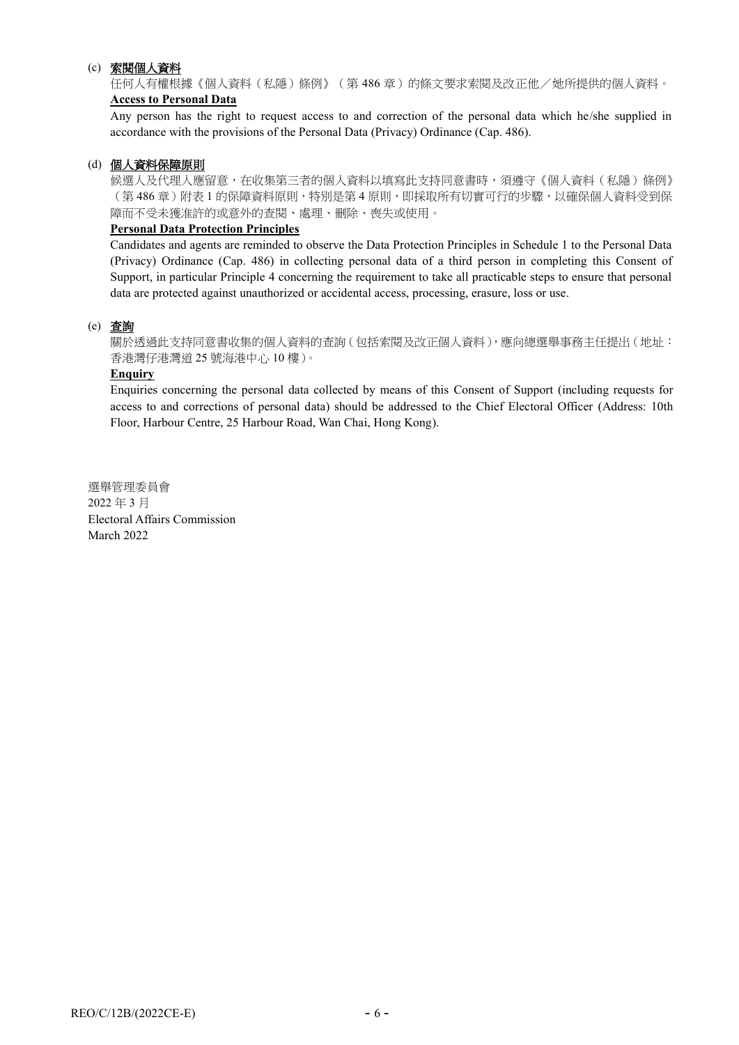(c) **索閱個人資料**

任何人有權根據《個人資料（私隱）條例》（第 486 章）的條文要求索閱及改正他／她所提供的個人資料。

**Access to Personal Data**

Any person has the right to request access to and correction of the personal data which he/she supplied in accordance with the provisions of the Personal Data (Privacy) Ordinance (Cap. 486).

(d) **個人資料保障原則**

候選人及代理人應留意，在收集第三者的個人資料以填寫此支持同意書時，須遵守《個人資料（私隱）條例》（第 486 章）附表 1 的保障資料原則，特別是第 4 原則，即採取所有切實可行的步驟，以確保個人資料受到保障而不受未獲准許的或意外的查閱、處理、刪除、喪失或使用。

**Personal Data Protection Principles**

Candidates and agents are reminded to observe the Data Protection Principles in Schedule 1 to the Personal Data (Privacy) Ordinance (Cap. 486) in collecting personal data of a third person in completing this Consent of Support, in particular Principle 4 concerning the requirement to take all practicable steps to ensure that personal data are protected against unauthorized or accidental access, processing, erasure, loss or use.

(e) **查詢**

關於透過此支持同意書收集的個人資料的查詢（包括索閱及改正個人資料），應向總選舉事務主任提出（地址：香港灣仔港灣道 25 號海港中心 10 樓）。

**Enquiry**

Enquiries concerning the personal data collected by means of this Consent of Support (including requests for access to and corrections of personal data) should be addressed to the Chief Electoral Officer (Address: 10th Floor, Harbour Centre, 25 Harbour Road, Wan Chai, Hong Kong).

選舉管理委員會
2022 年 3 月
Electoral Affairs Commission
March 2022

REO/C/12B/(2022CE-E)